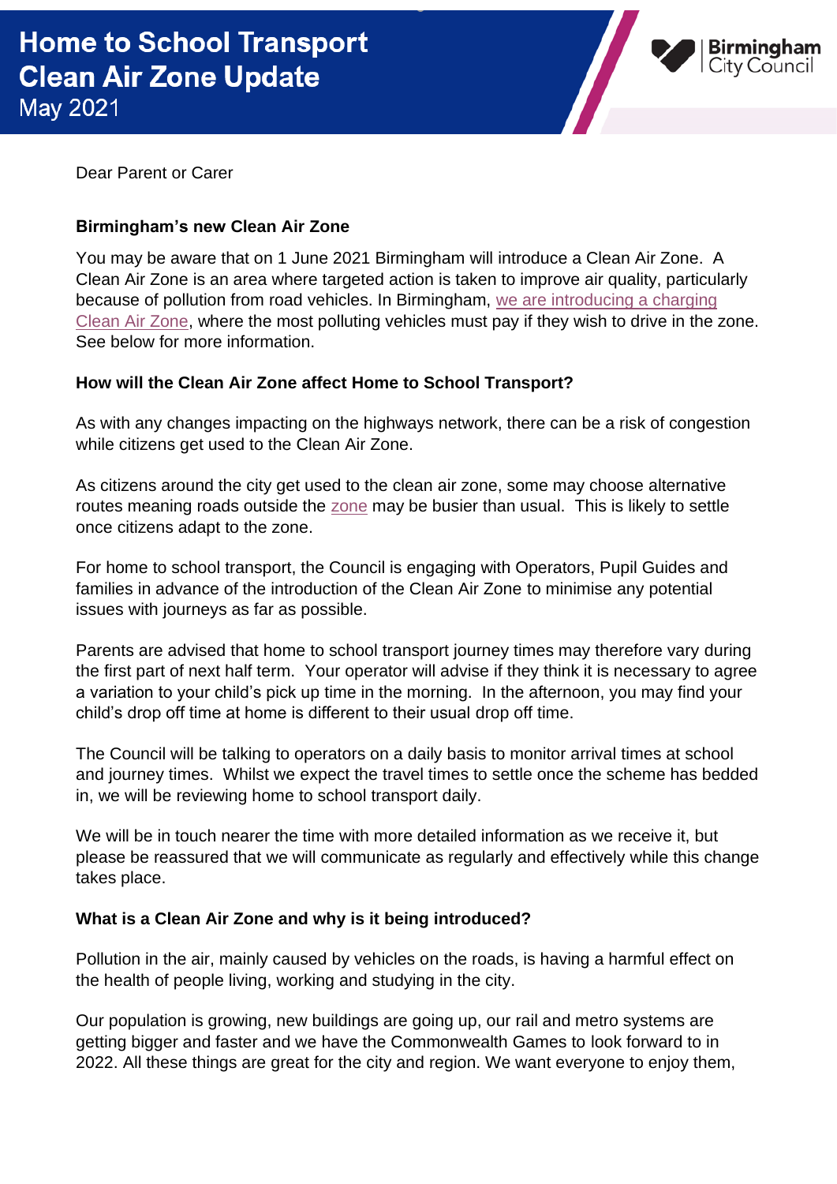# Home to School Transport Clean Air Zone Update

May 2021

Birmingham City Council

Dear Parent or Carer

**Birmingham's new Clean Air Zone**

You may be aware that on 1 June 2021 Birmingham will introduce a Clean Air Zone. A Clean Air Zone is an area where targeted action is taken to improve air quality, particularly because of pollution from road vehicles. In Birmingham, we are introducing a charging Clean Air Zone, where the most polluting vehicles must pay if they wish to drive in the zone. See below for more information.

**How will the Clean Air Zone affect Home to School Transport?**

As with any changes impacting on the highways network, there can be a risk of congestion while citizens get used to the Clean Air Zone.

As citizens around the city get used to the clean air zone, some may choose alternative routes meaning roads outside the zone may be busier than usual. This is likely to settle once citizens adapt to the zone.

For home to school transport, the Council is engaging with Operators, Pupil Guides and families in advance of the introduction of the Clean Air Zone to minimise any potential issues with journeys as far as possible.

Parents are advised that home to school transport journey times may therefore vary during the first part of next half term. Your operator will advise if they think it is necessary to agree a variation to your child's pick up time in the morning. In the afternoon, you may find your child's drop off time at home is different to their usual drop off time.

The Council will be talking to operators on a daily basis to monitor arrival times at school and journey times. Whilst we expect the travel times to settle once the scheme has bedded in, we will be reviewing home to school transport daily.

We will be in touch nearer the time with more detailed information as we receive it, but please be reassured that we will communicate as regularly and effectively while this change takes place.

**What is a Clean Air Zone and why is it being introduced?**

Pollution in the air, mainly caused by vehicles on the roads, is having a harmful effect on the health of people living, working and studying in the city.

Our population is growing, new buildings are going up, our rail and metro systems are getting bigger and faster and we have the Commonwealth Games to look forward to in 2022. All these things are great for the city and region. We want everyone to enjoy them,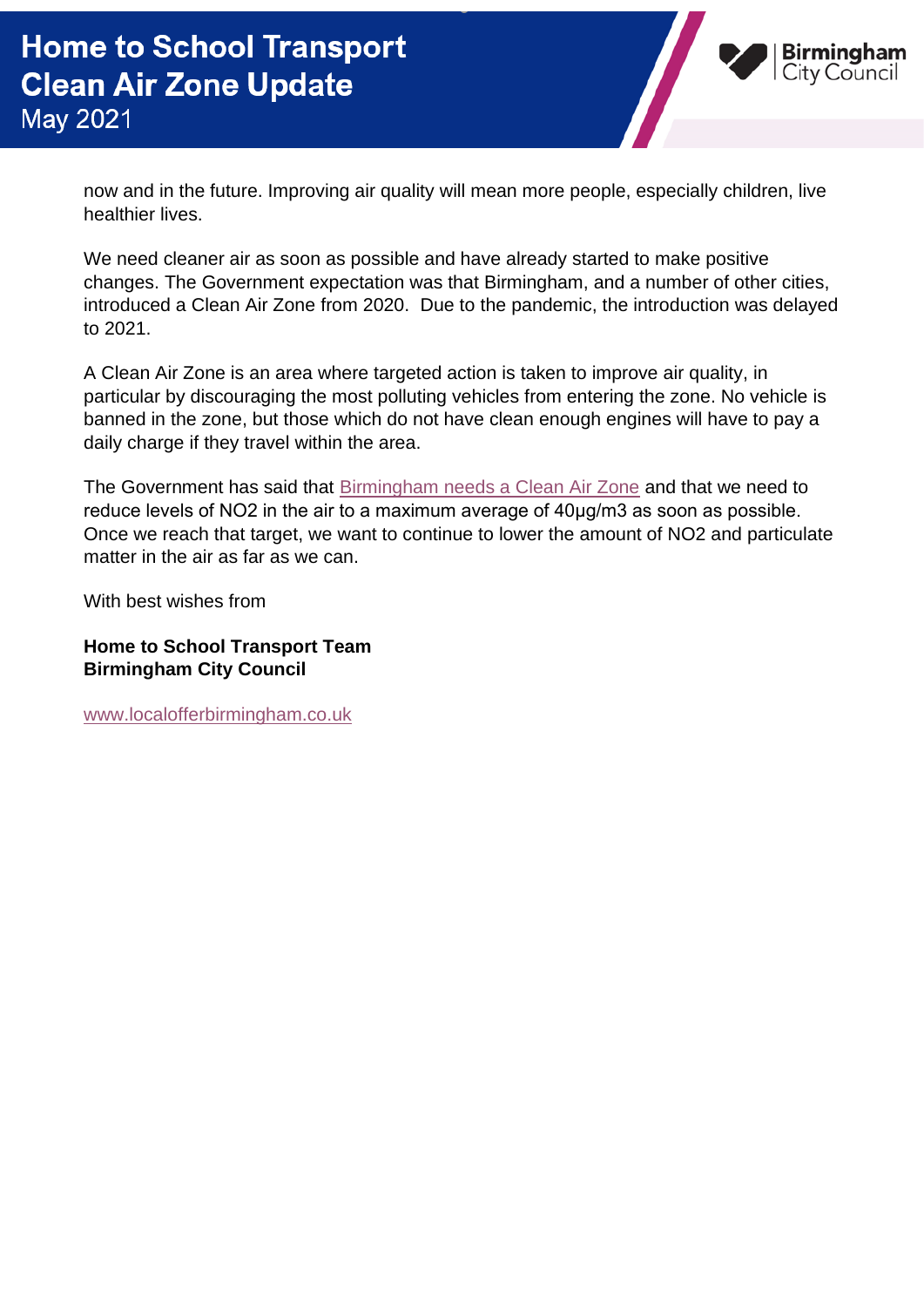now and in the future. Improving air quality will mean more people, especially children, live healthier lives.

We need cleaner air as soon as possible and have already started to make positive changes. The Government expectation was that Birmingham, and a number of other cities, introduced a Clean Air Zone from 2020. Due to the pandemic, the introduction was delayed to 2021.

A Clean Air Zone is an area where targeted action is taken to improve air quality, in particular by discouraging the most polluting vehicles from entering the zone. No vehicle is banned in the zone, but those which do not have clean enough engines will have to pay a daily charge if they travel within the area.

The Government has said that Birmingham needs a Clean Air Zone and that we need to reduce levels of $NO_2$ in the air to a maximum average of $40\mu g/m^3$ as soon as possible. Once we reach that target, we want to continue to lower the amount of $NO_2$ and particulate matter in the air as far as we can.

With best wishes from

**Home to School Transport Team**
**Birmingham City Council**

www.localofferbirmingham.co.uk